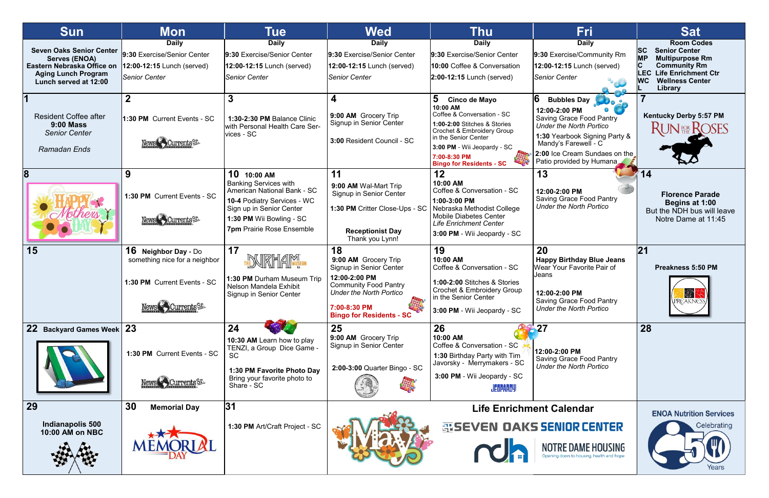| Sun | Mon | Tue | Wed | Thu | Fri | Sat |
|---|---|---|---|---|---|---|
| **Seven Oaks Senior Center Serves (ENOA) Eastern Nebraska Office on Aging Lunch Program Lunch served at 12:00** | **Daily**<br>**9:30** Exercise/Senior Center<br>**12:00-12:15** Lunch (served)<br>*Senior Center* | **Daily**<br>**9:30** Exercise/Senior Center<br>**12:00-12:15** Lunch (served)<br>*Senior Center* | **Daily**<br>**9:30** Exercise/Senior Center<br>**12:00-12:15** Lunch (served)<br>*Senior Center* | **Daily**<br>**9:30** Exercise/Senior Center<br>**10:00** Coffee & Conversation<br>**2:00-12:15** Lunch (served) | **Daily**<br>**9:30** Exercise/Community Rm<br>**12:00-12:15** Lunch (served)<br>*Senior Center* | **Room Codes**<br>**SC** Senior Center<br>**MP** Multipurpose Rm<br>**C** Community Rm<br>**LEC** Life Enrichment Ctr<br>**WC** Wellness Center<br>**L** Library |
| **1**<br>Resident Coffee after **9:00 Mass**<br>*Senior Center*<br>*Ramadan Ends* | **2**<br>**1:30 PM** Current Events - SC<br>News & Currents Sr. | **3**<br>**1:30-2:30 PM** Balance Clinic with Personal Health Care Services - SC | **4**<br>**9:00 AM** Grocery Trip Signup in Senior Center<br>**3:00** Resident Council - SC | **5 Cinco de Mayo**<br>**10:00 AM** Coffee & Conversation - SC<br>**1:00-2:00** Stitches & Stories Crochet & Embroidery Group in the Senior Center<br>**3:00 PM** - Wii Jeopardy - SC<br>**7:00-8:30 PM Bingo for Residents - SC** | **6 Bubbles Day**<br>**12:00-2:00 PM** Saving Grace Food Pantry *Under the North Portico*<br>**1:30** Yearbook Signing Party & Mandy's Farewell - C<br>**2:00** Ice Cream Sundaes on the Patio provided by Humana | **7**<br>**Kentucky Derby 5:57 PM**<br>Run for the Roses |
| **8**<br>Happy Mothers Day | **9**<br>**1:30 PM** Current Events - SC<br>News & Currents Sr. | **10 10:00 AM** Banking Services with American National Bank - SC<br>**10-4** Podiatry Services - WC Sign up in Senior Center<br>**1:30 PM** Wii Bowling - SC<br>**7pm** Prairie Rose Ensemble | **11**<br>**9:00 AM** Wal-Mart Trip Signup in Senior Center<br>**1:30 PM** Critter Close-Ups - SC<br>**Receptionist Day** Thank you Lynn! | **12**<br>**10:00 AM** Coffee & Conversation - SC<br>**1:00-3:00 PM** Nebraska Methodist College Mobile Diabetes Center *Life Enrichment Center*<br>**3:00 PM** - Wii Jeopardy - SC | **13**<br>**12:00-2:00 PM** Saving Grace Food Pantry *Under the North Portico* | **14**<br>**Florence Parade Begins at 1:00** But the NDH bus will leave Notre Dame at 11:45 |
| **15** | **16 Neighbor Day** - Do something nice for a neighbor<br>**1:30 PM** Current Events - SC<br>News & Currents Sr. | **17**<br>The Durham Museum<br>**1:30 PM** Durham Museum Trip Nelson Mandela Exhibit Signup in Senior Center | **18**<br>**9:00 AM** Grocery Trip Signup in Senior Center<br>**12:00-2:00 PM** Community Food Pantry *Under the North Portico*<br>**7:00-8:30 PM Bingo for Residents - SC** | **19**<br>**10:00 AM** Coffee & Conversation - SC<br>**1:00-2:00** Stitches & Stories Crochet & Embroidery Group in the Senior Center<br>**3:00 PM** - Wii Jeopardy - SC | **20**<br>**Happy Birthday Blue Jeans** Wear Your Favorite Pair of Jeans<br>**12:00-2:00 PM** Saving Grace Food Pantry *Under the North Portico* | **21**<br>**Preakness 5:50 PM**<br>Preakness |
| **22 Backyard Games Week** | **23**<br>**1:30 PM** Current Events - SC<br>News & Currents Sr. | **24**<br>**10:30 AM** Learn how to play TENZI, a Group Dice Game - SC<br>**1:30 PM Favorite Photo Day** Bring your favorite photo to Share - SC | **25**<br>**9:00 AM** Grocery Trip Signup in Senior Center<br>**2:00-3:00 PM** Quarter Bingo - SC | **26**<br>**10:00 AM** Coffee & Conversation - SC<br>**1:30** Birthday Party with Tim Javorsky - Merrymakers - SC<br>**3:00 PM** - Wii Jeopardy - SC<br>Jeopardy! | **27**<br>**12:00-2:00 PM** Saving Grace Food Pantry *Under the North Portico* | **28** |
| **29**<br>**Indianapolis 500 10:00 AM on NBC** | **30 Memorial Day**<br>Memorial Day | **31**<br>**1:30 PM** Art/Craft Project - SC | May | **Life Enrichment Calendar**<br>Seven Oaks Senior Center<br>ndh Notre Dame Housing<br>Opening doors to housing, health and hope | | **ENOA Nutrition Services**<br>Celebrating 50 Years |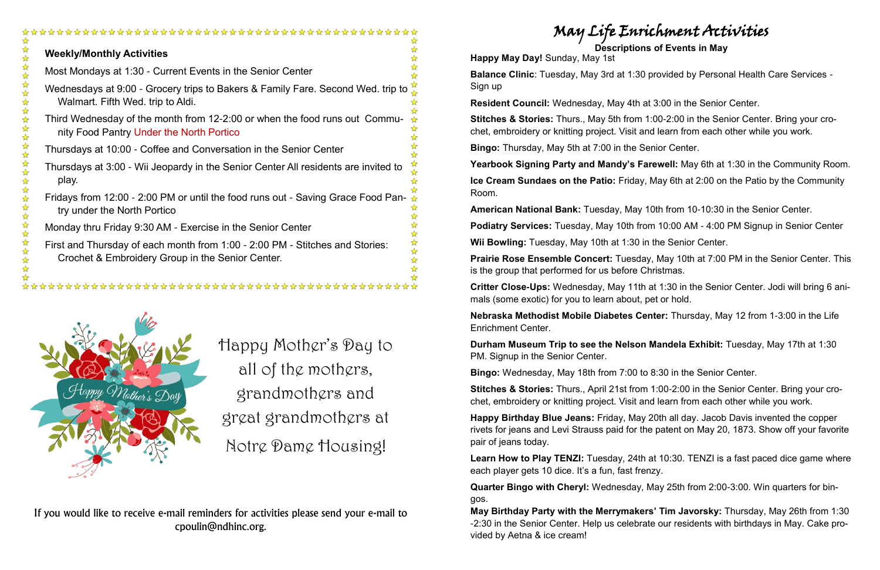### Weekly/Monthly Activities

Most Mondays at 1:30 - Current Events in the Senior Center

Wednesdays at 9:00 - Grocery trips to Bakers & Family Fare. Second Wed. trip to Walmart. Fifth Wed. trip to Aldi.

Third Wednesday of the month from 12-2:00 or when the food runs out Community Food Pantry Under the North Portico

Thursdays at 10:00 - Coffee and Conversation in the Senior Center

Thursdays at 3:00 - Wii Jeopardy in the Senior Center All residents are invited to play.

Fridays from 12:00 - 2:00 PM or until the food runs out - Saving Grace Food Pantry under the North Portico

Monday thru Friday 9:30 AM - Exercise in the Senior Center

First and Thursday of each month from 1:00 - 2:00 PM - Stitches and Stories: Crochet & Embroidery Group in the Senior Center.

Happy Mother's Day to all of the mothers, grandmothers and great grandmothers at Notre Dame Housing!

If you would like to receive e-mail reminders for activities please send your e-mail to cpoulin@ndhinc.org.

# May Life Enrichment Activities

**Descriptions of Events in May**

**Happy May Day!** Sunday, May 1st

**Balance Clinic**: Tuesday, May 3rd at 1:30 provided by Personal Health Care Services - Sign up

**Resident Council:** Wednesday, May 4th at 3:00 in the Senior Center.

**Stitches & Stories:** Thurs., May 5th from 1:00-2:00 in the Senior Center. Bring your crochet, embroidery or knitting project. Visit and learn from each other while you work.

**Bingo:** Thursday, May 5th at 7:00 in the Senior Center.

**Yearbook Signing Party and Mandy's Farewell:** May 6th at 1:30 in the Community Room.

**Ice Cream Sundaes on the Patio:** Friday, May 6th at 2:00 on the Patio by the Community Room.

**American National Bank:** Tuesday, May 10th from 10-10:30 in the Senior Center.

**Podiatry Services:** Tuesday, May 10th from 10:00 AM - 4:00 PM Signup in Senior Center

**Wii Bowling:** Tuesday, May 10th at 1:30 in the Senior Center.

**Prairie Rose Ensemble Concert:** Tuesday, May 10th at 7:00 PM in the Senior Center. This is the group that performed for us before Christmas.

**Critter Close-Ups:** Wednesday, May 11th at 1:30 in the Senior Center. Jodi will bring 6 animals (some exotic) for you to learn about, pet or hold.

**Nebraska Methodist Mobile Diabetes Center:** Thursday, May 12 from 1-3:00 in the Life Enrichment Center.

**Durham Museum Trip to see the Nelson Mandela Exhibit:** Tuesday, May 17th at 1:30 PM. Signup in the Senior Center.

**Bingo:** Wednesday, May 18th from 7:00 to 8:30 in the Senior Center.

**Stitches & Stories:** Thurs., April 21st from 1:00-2:00 in the Senior Center. Bring your crochet, embroidery or knitting project. Visit and learn from each other while you work.

**Happy Birthday Blue Jeans:** Friday, May 20th all day. Jacob Davis invented the copper rivets for jeans and Levi Strauss paid for the patent on May 20, 1873. Show off your favorite pair of jeans today.

**Learn How to Play TENZI:** Tuesday, 24th at 10:30. TENZI is a fast paced dice game where each player gets 10 dice. It's a fun, fast frenzy.

**Quarter Bingo with Cheryl:** Wednesday, May 25th from 2:00-3:00. Win quarters for bingos.

**May Birthday Party with the Merrymakers' Tim Javorsky:** Thursday, May 26th from 1:30 -2:30 in the Senior Center. Help us celebrate our residents with birthdays in May. Cake provided by Aetna & ice cream!